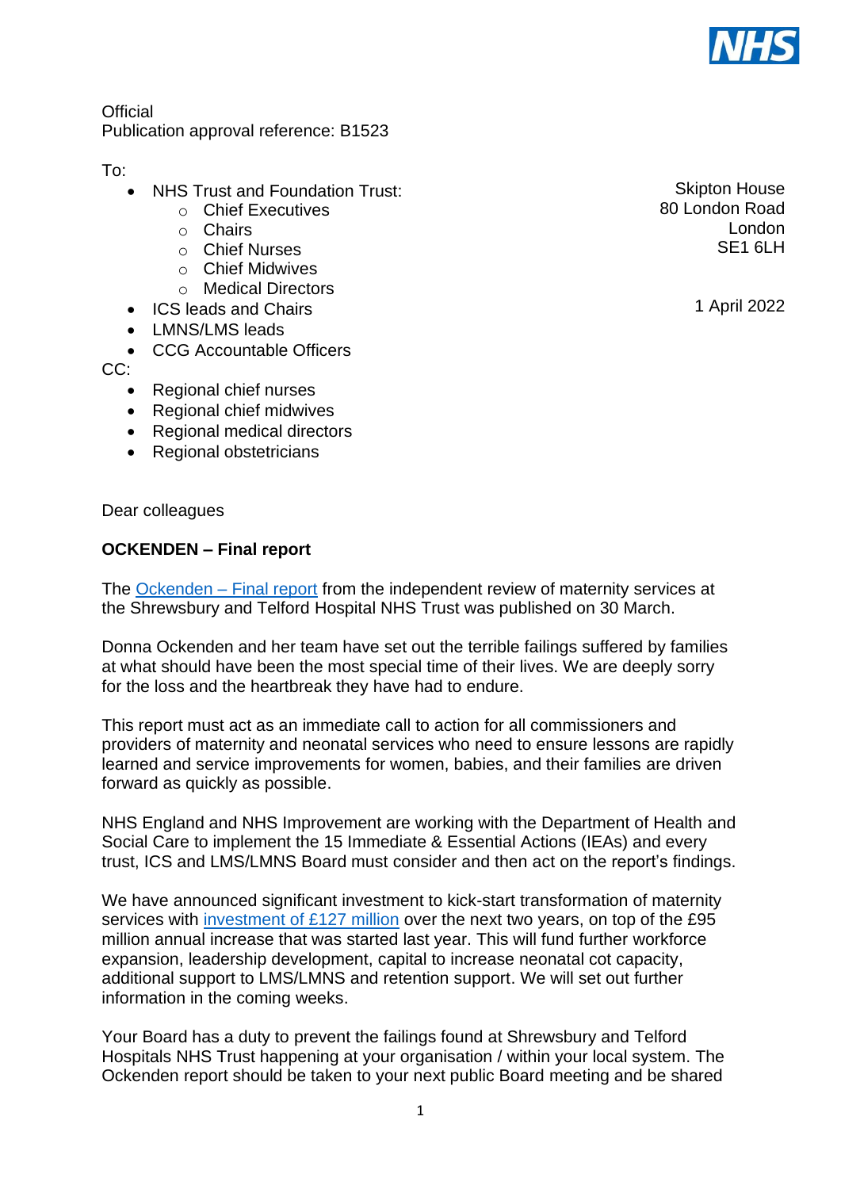Official
Publication approval reference: B1523

To:

- NHS Trust and Foundation Trust:
  - Chief Executives
  - Chairs
  - Chief Nurses
  - Chief Midwives
  - Medical Directors
- ICS leads and Chairs
- LMNS/LMS leads
- CCG Accountable Officers

CC:

- Regional chief nurses
- Regional chief midwives
- Regional medical directors
- Regional obstetricians

Skipton House
80 London Road
London
SE1 6LH

1 April 2022

Dear colleagues

**OCKENDEN – Final report**

The Ockenden – Final report from the independent review of maternity services at the Shrewsbury and Telford Hospital NHS Trust was published on 30 March.

Donna Ockenden and her team have set out the terrible failings suffered by families at what should have been the most special time of their lives. We are deeply sorry for the loss and the heartbreak they have had to endure.

This report must act as an immediate call to action for all commissioners and providers of maternity and neonatal services who need to ensure lessons are rapidly learned and service improvements for women, babies, and their families are driven forward as quickly as possible.

NHS England and NHS Improvement are working with the Department of Health and Social Care to implement the 15 Immediate & Essential Actions (IEAs) and every trust, ICS and LMS/LMNS Board must consider and then act on the report's findings.

We have announced significant investment to kick-start transformation of maternity services with investment of £127 million over the next two years, on top of the £95 million annual increase that was started last year. This will fund further workforce expansion, leadership development, capital to increase neonatal cot capacity, additional support to LMS/LMNS and retention support. We will set out further information in the coming weeks.

Your Board has a duty to prevent the failings found at Shrewsbury and Telford Hospitals NHS Trust happening at your organisation / within your local system. The Ockenden report should be taken to your next public Board meeting and be shared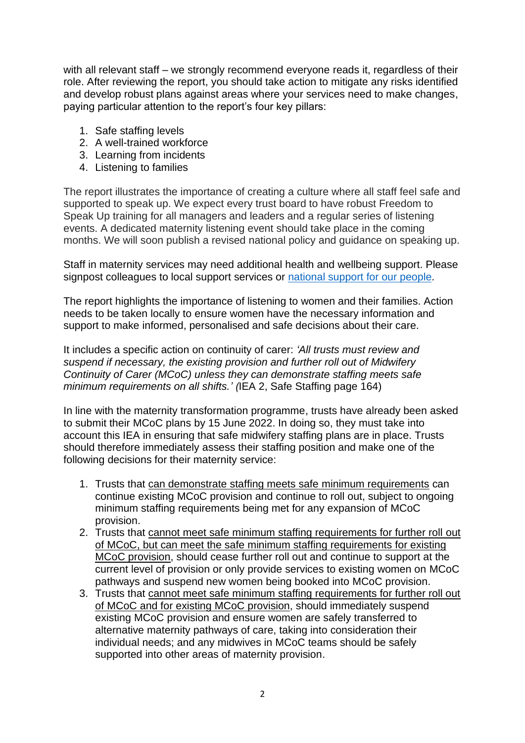with all relevant staff – we strongly recommend everyone reads it, regardless of their role. After reviewing the report, you should take action to mitigate any risks identified and develop robust plans against areas where your services need to make changes, paying particular attention to the report's four key pillars:

1. Safe staffing levels
2. A well-trained workforce
3. Learning from incidents
4. Listening to families

The report illustrates the importance of creating a culture where all staff feel safe and supported to speak up. We expect every trust board to have robust Freedom to Speak Up training for all managers and leaders and a regular series of listening events. A dedicated maternity listening event should take place in the coming months. We will soon publish a revised national policy and guidance on speaking up.

Staff in maternity services may need additional health and wellbeing support. Please signpost colleagues to local support services or [national support for our people](#).

The report highlights the importance of listening to women and their families. Action needs to be taken locally to ensure women have the necessary information and support to make informed, personalised and safe decisions about their care.

It includes a specific action on continuity of carer: *'All trusts must review and suspend if necessary, the existing provision and further roll out of Midwifery Continuity of Carer (MCoC) unless they can demonstrate staffing meets safe minimum requirements on all shifts.'* (IEA 2, Safe Staffing page 164)

In line with the maternity transformation programme, trusts have already been asked to submit their MCoC plans by 15 June 2022. In doing so, they must take into account this IEA in ensuring that safe midwifery staffing plans are in place. Trusts should therefore immediately assess their staffing position and make one of the following decisions for their maternity service:

1. Trusts that <u>can demonstrate staffing meets safe minimum requirements</u> can continue existing MCoC provision and continue to roll out, subject to ongoing minimum staffing requirements being met for any expansion of MCoC provision.
2. Trusts that <u>cannot meet safe minimum staffing requirements for further roll out of MCoC, but can meet the safe minimum staffing requirements for existing MCoC provision</u>, should cease further roll out and continue to support at the current level of provision or only provide services to existing women on MCoC pathways and suspend new women being booked into MCoC provision.
3. Trusts that <u>cannot meet safe minimum staffing requirements for further roll out of MCoC and for existing MCoC provision</u>, should immediately suspend existing MCoC provision and ensure women are safely transferred to alternative maternity pathways of care, taking into consideration their individual needs; and any midwives in MCoC teams should be safely supported into other areas of maternity provision.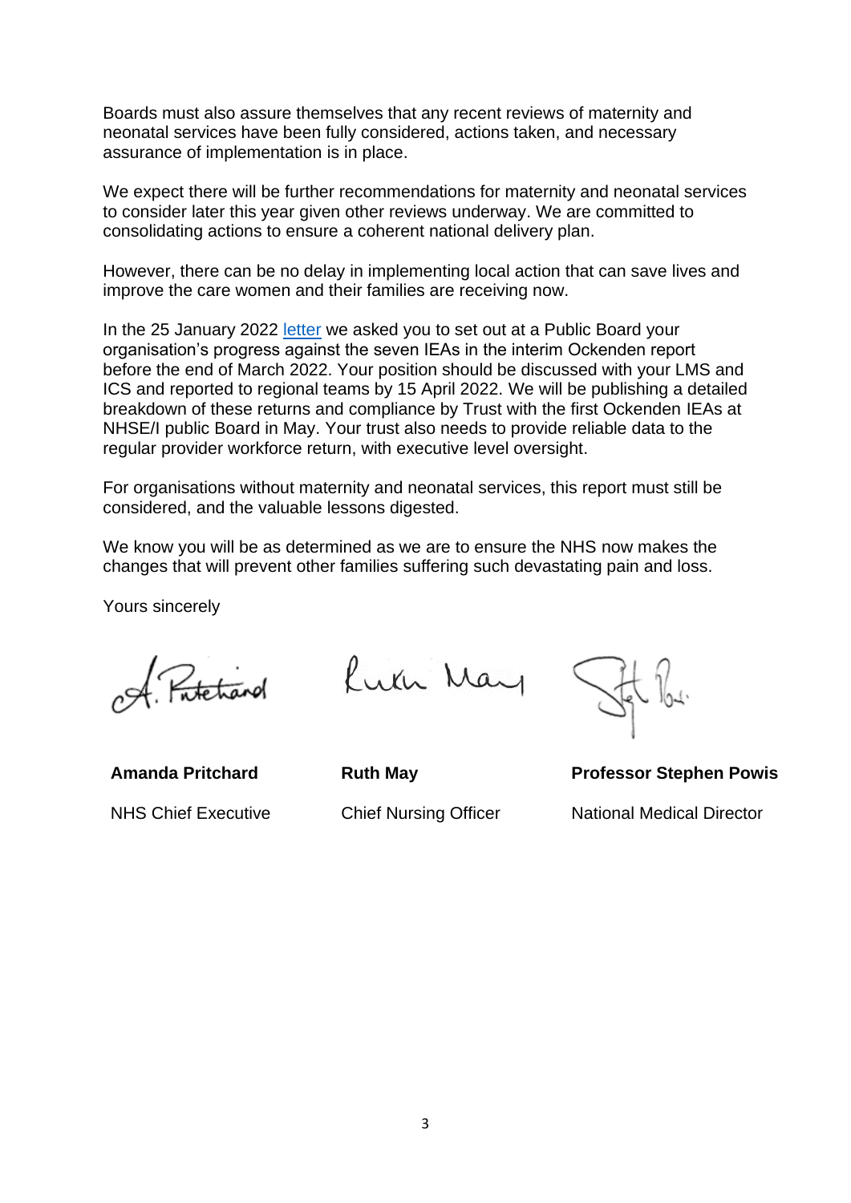Boards must also assure themselves that any recent reviews of maternity and neonatal services have been fully considered, actions taken, and necessary assurance of implementation is in place.

We expect there will be further recommendations for maternity and neonatal services to consider later this year given other reviews underway. We are committed to consolidating actions to ensure a coherent national delivery plan.

However, there can be no delay in implementing local action that can save lives and improve the care women and their families are receiving now.

In the 25 January 2022 letter we asked you to set out at a Public Board your organisation's progress against the seven IEAs in the interim Ockenden report before the end of March 2022. Your position should be discussed with your LMS and ICS and reported to regional teams by 15 April 2022. We will be publishing a detailed breakdown of these returns and compliance by Trust with the first Ockenden IEAs at NHSE/I public Board in May. Your trust also needs to provide reliable data to the regular provider workforce return, with executive level oversight.

For organisations without maternity and neonatal services, this report must still be considered, and the valuable lessons digested.

We know you will be as determined as we are to ensure the NHS now makes the changes that will prevent other families suffering such devastating pain and loss.

Yours sincerely

| | | |
|---|---|---|
| **Amanda Pritchard** | **Ruth May** | **Professor Stephen Powis** |
| NHS Chief Executive | Chief Nursing Officer | National Medical Director |